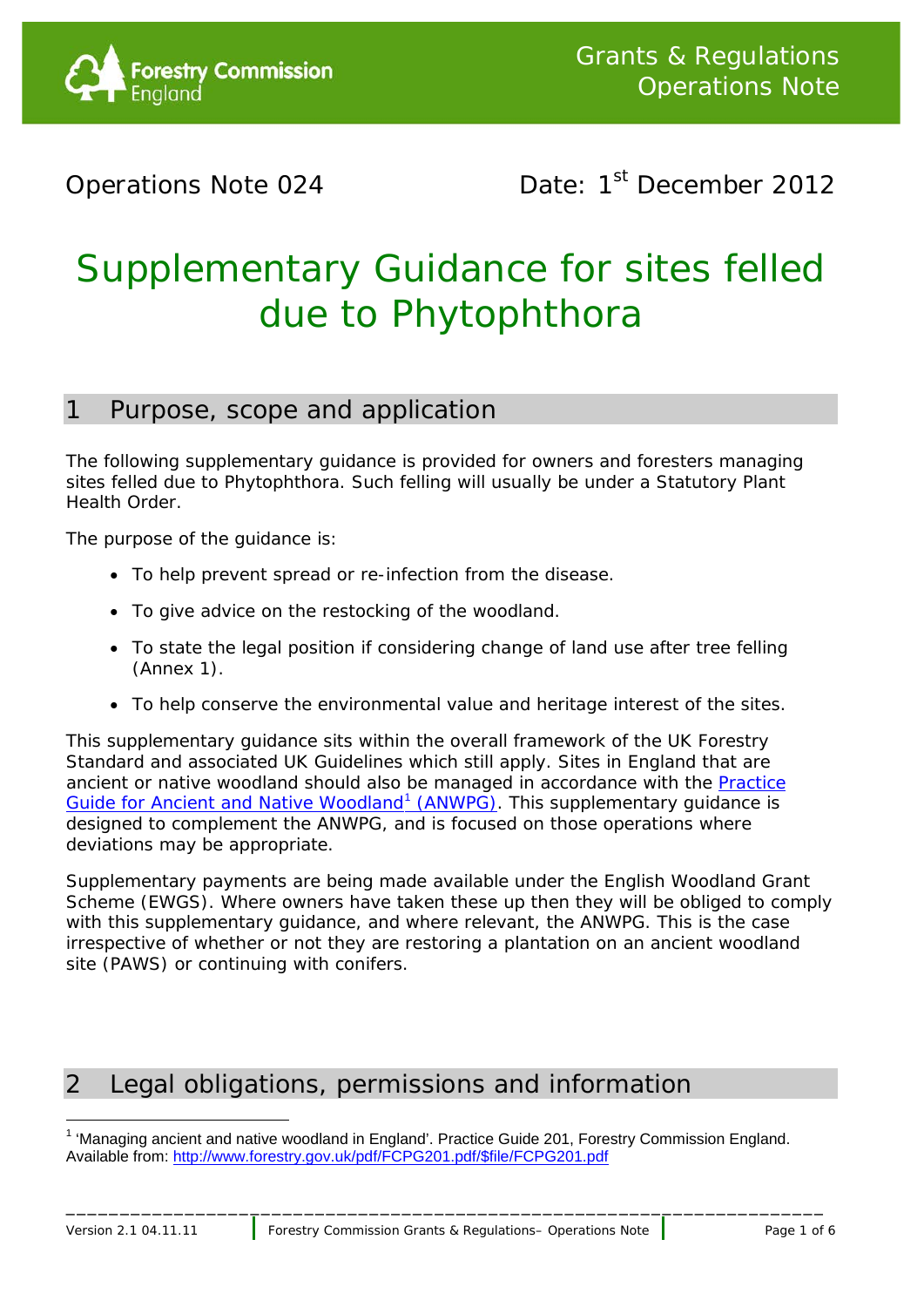Forestry Commission England

Grants & Regulations Operations Note

Operations Note 024

Date: 1st December 2012

# Supplementary Guidance for sites felled due to Phytophthora

## 1 Purpose, scope and application

The following supplementary guidance is provided for owners and foresters managing sites felled due to Phytophthora. Such felling will usually be under a Statutory Plant Health Order.

The purpose of the guidance is:

- To help prevent spread or re-infection from the disease.
- To give advice on the restocking of the woodland.
- To state the legal position if considering change of land use after tree felling (Annex 1).
- To help conserve the environmental value and heritage interest of the sites.

This supplementary guidance sits within the overall framework of the UK Forestry Standard and associated UK Guidelines which still apply. Sites in England that are ancient or native woodland should also be managed in accordance with the Practice Guide for Ancient and Native Woodland[1] (ANWPG). This supplementary guidance is designed to complement the ANWPG, and is focused on those operations where deviations may be appropriate.

Supplementary payments are being made available under the English Woodland Grant Scheme (EWGS). Where owners have taken these up then they will be obliged to comply with this supplementary guidance, and where relevant, the ANWPG. This is the case irrespective of whether or not they are restoring a plantation on an ancient woodland site (PAWS) or continuing with conifers.

## 2 Legal obligations, permissions and information

[1] 'Managing ancient and native woodland in England'. Practice Guide 201, Forestry Commission England. Available from: http://www.forestry.gov.uk/pdf/FCPG201.pdf/$file/FCPG201.pdf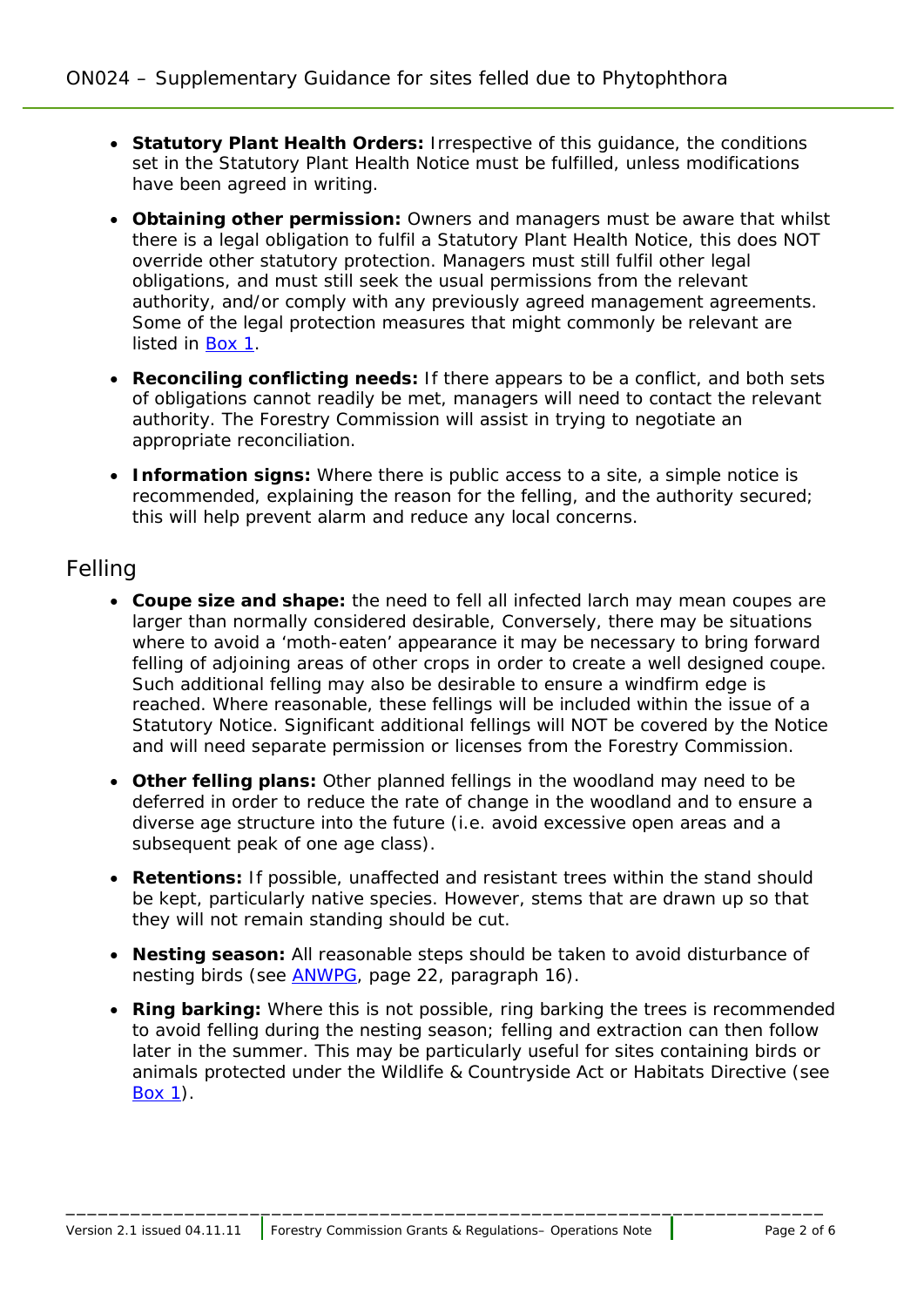- **Statutory Plant Health Orders:** Irrespective of this guidance, the conditions set in the Statutory Plant Health Notice must be fulfilled, unless modifications have been agreed in writing.
- **Obtaining other permission:** Owners and managers must be aware that whilst there is a legal obligation to fulfil a Statutory Plant Health Notice, this does NOT override other statutory protection. Managers must still fulfil other legal obligations, and must still seek the usual permissions from the relevant authority, and/or comply with any previously agreed management agreements. Some of the legal protection measures that might commonly be relevant are listed in Box 1.
- **Reconciling conflicting needs:** If there appears to be a conflict, and both sets of obligations cannot readily be met, managers will need to contact the relevant authority. The Forestry Commission will assist in trying to negotiate an appropriate reconciliation.
- **Information signs:** Where there is public access to a site, a simple notice is recommended, explaining the reason for the felling, and the authority secured; this will help prevent alarm and reduce any local concerns.

## Felling

- **Coupe size and shape:** the need to fell all infected larch may mean coupes are larger than normally considered desirable, Conversely, there may be situations where to avoid a 'moth-eaten' appearance it may be necessary to bring forward felling of adjoining areas of other crops in order to create a well designed coupe. Such additional felling may also be desirable to ensure a windfirm edge is reached. Where reasonable, these fellings will be included within the issue of a Statutory Notice. Significant additional fellings will NOT be covered by the Notice and will need separate permission or licenses from the Forestry Commission.
- **Other felling plans:** Other planned fellings in the woodland may need to be deferred in order to reduce the rate of change in the woodland and to ensure a diverse age structure into the future (i.e. avoid excessive open areas and a subsequent peak of one age class).
- **Retentions:** If possible, unaffected and resistant trees within the stand should be kept, particularly native species. However, stems that are drawn up so that they will not remain standing should be cut.
- **Nesting season:** All reasonable steps should be taken to avoid disturbance of nesting birds (see ANWPG, page 22, paragraph 16).
- **Ring barking:** Where this is not possible, ring barking the trees is recommended to avoid felling during the nesting season; felling and extraction can then follow later in the summer. This may be particularly useful for sites containing birds or animals protected under the Wildlife & Countryside Act or Habitats Directive (see Box 1).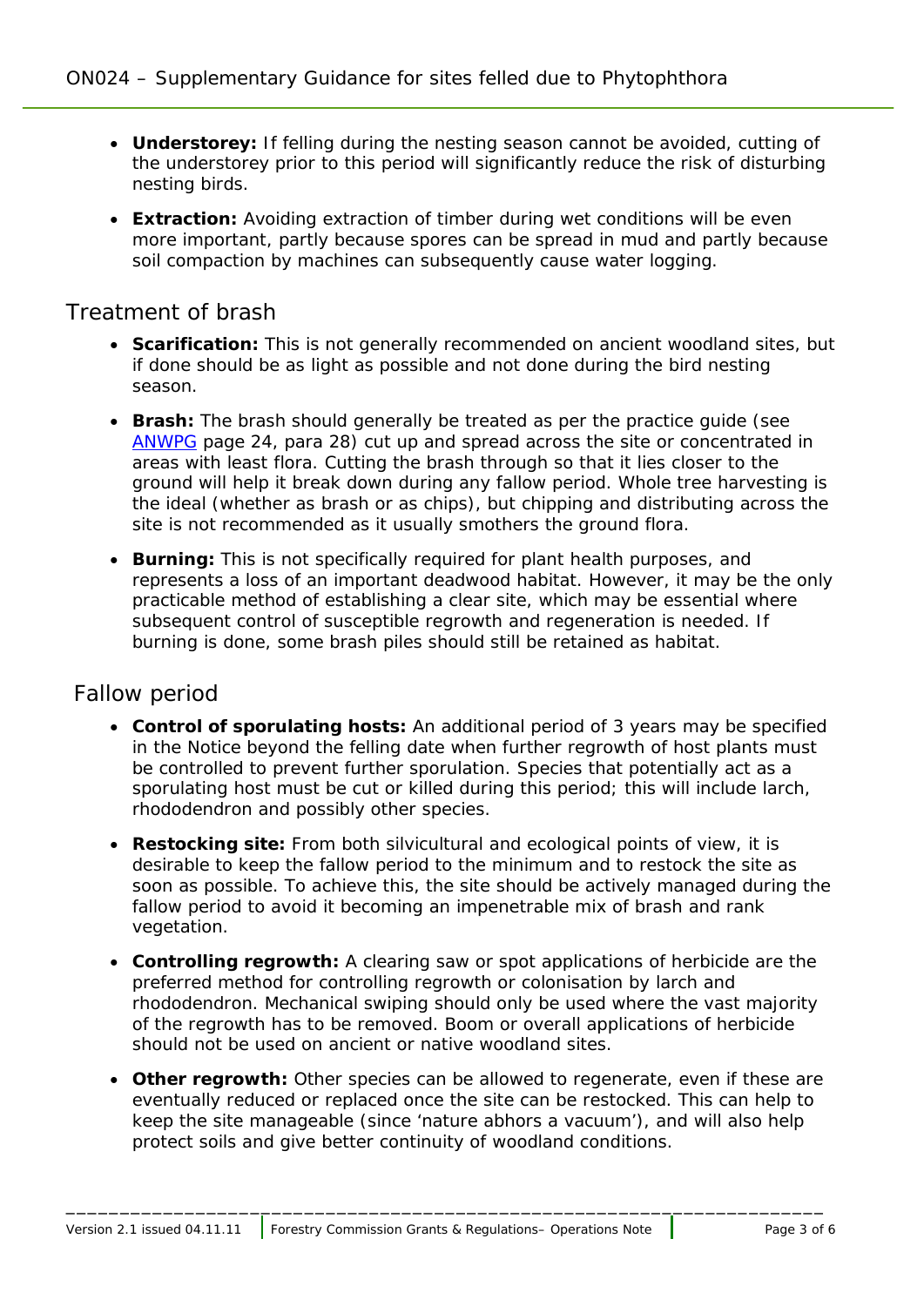- **Understorey:** If felling during the nesting season cannot be avoided, cutting of the understorey prior to this period will significantly reduce the risk of disturbing nesting birds.
- **Extraction:** Avoiding extraction of timber during wet conditions will be even more important, partly because spores can be spread in mud and partly because soil compaction by machines can subsequently cause water logging.

## Treatment of brash

- **Scarification:** This is not generally recommended on ancient woodland sites, but if done should be as light as possible and not done during the bird nesting season.
- **Brash:** The brash should generally be treated as per the practice guide (see ANWPG page 24, para 28) cut up and spread across the site or concentrated in areas with least flora. Cutting the brash through so that it lies closer to the ground will help it break down during any fallow period. Whole tree harvesting is the ideal (whether as brash or as chips), but chipping and distributing across the site is not recommended as it usually smothers the ground flora.
- **Burning:** This is not specifically required for plant health purposes, and represents a loss of an important deadwood habitat. However, it may be the only practicable method of establishing a clear site, which may be essential where subsequent control of susceptible regrowth and regeneration is needed. If burning is done, some brash piles should still be retained as habitat.

## Fallow period

- **Control of sporulating hosts:** An additional period of 3 years may be specified in the Notice beyond the felling date when further regrowth of host plants must be controlled to prevent further sporulation. Species that potentially act as a sporulating host must be cut or killed during this period; this will include larch, rhododendron and possibly other species.
- **Restocking site:** From both silvicultural and ecological points of view, it is desirable to keep the fallow period to the minimum and to restock the site as soon as possible. To achieve this, the site should be actively managed during the fallow period to avoid it becoming an impenetrable mix of brash and rank vegetation.
- **Controlling regrowth:** A clearing saw or spot applications of herbicide are the preferred method for controlling regrowth or colonisation by larch and rhododendron. Mechanical swiping should only be used where the vast majority of the regrowth has to be removed. Boom or overall applications of herbicide should not be used on ancient or native woodland sites.
- **Other regrowth:** Other species can be allowed to regenerate, even if these are eventually reduced or replaced once the site can be restocked. This can help to keep the site manageable (since 'nature abhors a vacuum'), and will also help protect soils and give better continuity of woodland conditions.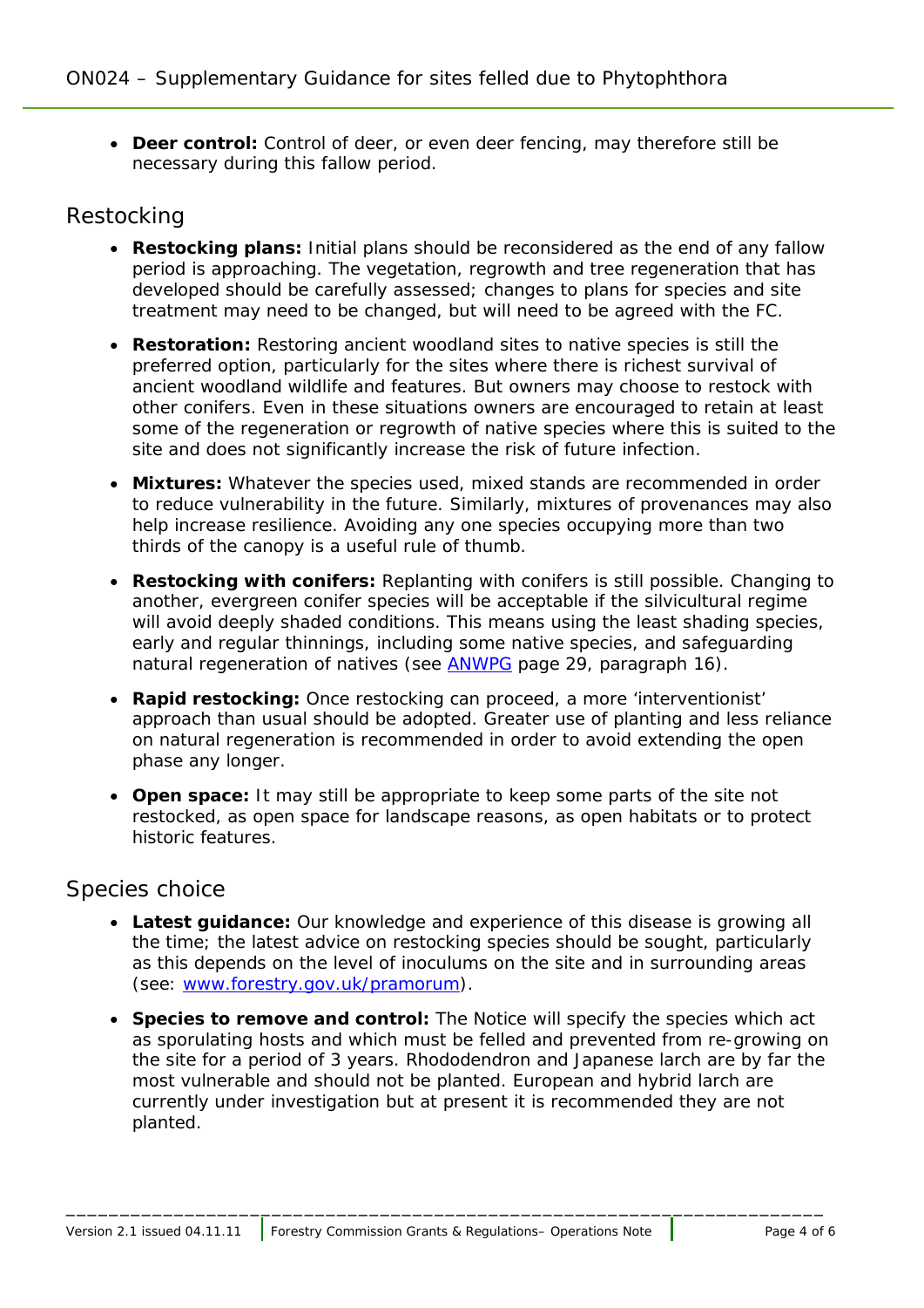- **Deer control:** Control of deer, or even deer fencing, may therefore still be necessary during this fallow period.

## Restocking

- **Restocking plans:** Initial plans should be reconsidered as the end of any fallow period is approaching. The vegetation, regrowth and tree regeneration that has developed should be carefully assessed; changes to plans for species and site treatment may need to be changed, but will need to be agreed with the FC.
- **Restoration:** Restoring ancient woodland sites to native species is still the preferred option, particularly for the sites where there is richest survival of ancient woodland wildlife and features. But owners may choose to restock with other conifers. Even in these situations owners are encouraged to retain at least some of the regeneration or regrowth of native species where this is suited to the site and does not significantly increase the risk of future infection.
- **Mixtures:** Whatever the species used, mixed stands are recommended in order to reduce vulnerability in the future. Similarly, mixtures of provenances may also help increase resilience. Avoiding any one species occupying more than two thirds of the canopy is a useful rule of thumb.
- **Restocking with conifers:** Replanting with conifers is still possible. Changing to another, evergreen conifer species will be acceptable if the silvicultural regime will avoid deeply shaded conditions. This means using the least shading species, early and regular thinnings, including some native species, and safeguarding natural regeneration of natives (see [ANWPG](ANWPG) page 29, paragraph 16).
- **Rapid restocking:** Once restocking can proceed, a more 'interventionist' approach than usual should be adopted. Greater use of planting and less reliance on natural regeneration is recommended in order to avoid extending the open phase any longer.
- **Open space:** It may still be appropriate to keep some parts of the site not restocked, as open space for landscape reasons, as open habitats or to protect historic features.

## Species choice

- **Latest guidance:** Our knowledge and experience of this disease is growing all the time; the latest advice on restocking species should be sought, particularly as this depends on the level of inoculums on the site and in surrounding areas (see: [www.forestry.gov.uk/pramorum](www.forestry.gov.uk/pramorum)).
- **Species to remove and control:** The Notice will specify the species which act as sporulating hosts and which must be felled and prevented from re-growing on the site for a period of 3 years. Rhododendron and Japanese larch are by far the most vulnerable and should not be planted. European and hybrid larch are currently under investigation but at present it is recommended they are not planted.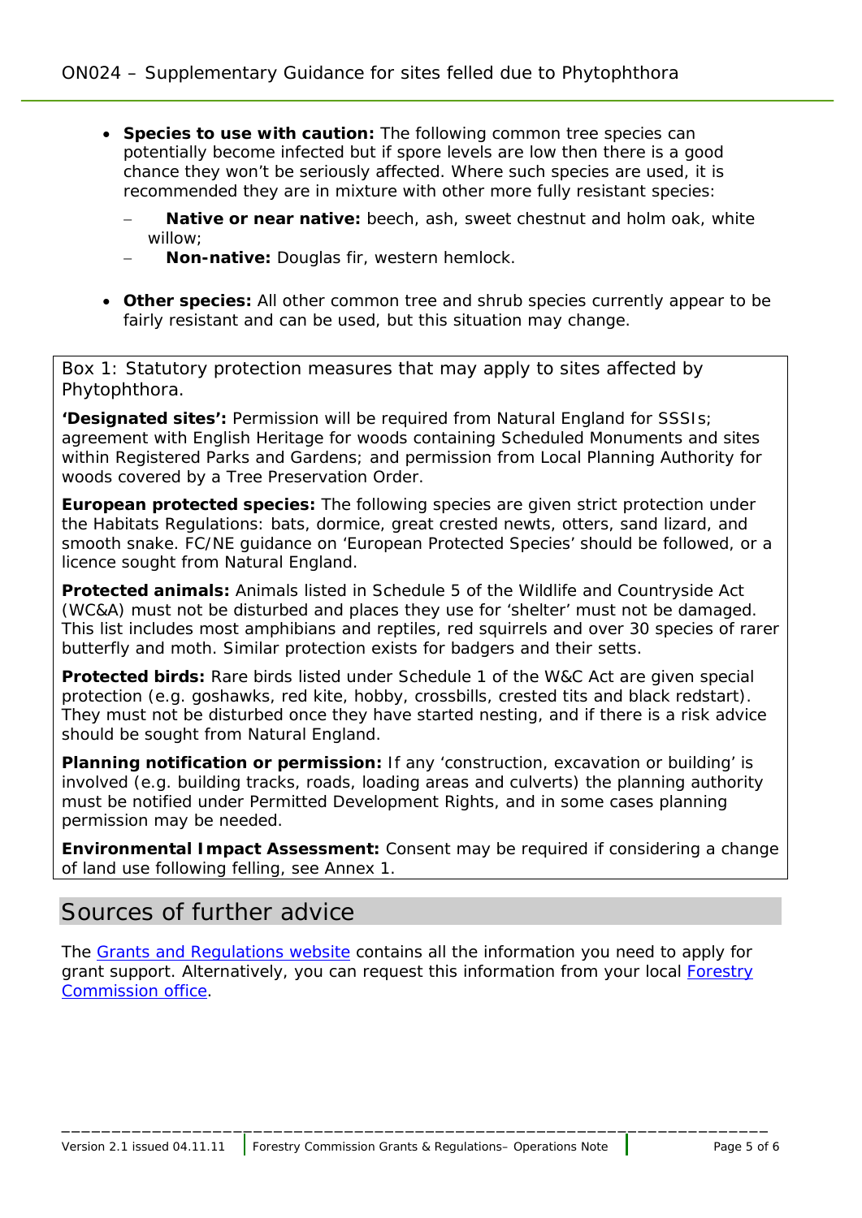- **Species to use with caution:** The following common tree species can potentially become infected but if spore levels are low then there is a good chance they won't be seriously affected. Where such species are used, it is recommended they are in mixture with other more fully resistant species:
  - **Native or near native:** beech, ash, sweet chestnut and holm oak, white willow;
  - **Non-native:** Douglas fir, western hemlock.

- **Other species:** All other common tree and shrub species currently appear to be fairly resistant and can be used, but this situation may change.

---

Box 1: Statutory protection measures that may apply to sites affected by Phytophthora.

**'Designated sites':** Permission will be required from Natural England for SSSIs; agreement with English Heritage for woods containing Scheduled Monuments and sites within Registered Parks and Gardens; and permission from Local Planning Authority for woods covered by a Tree Preservation Order.

**European protected species:** The following species are given strict protection under the Habitats Regulations: bats, dormice, great crested newts, otters, sand lizard, and smooth snake. FC/NE guidance on 'European Protected Species' should be followed, or a licence sought from Natural England.

**Protected animals:** Animals listed in Schedule 5 of the Wildlife and Countryside Act (WC&A) must not be disturbed and places they use for 'shelter' must not be damaged. This list includes most amphibians and reptiles, red squirrels and over 30 species of rarer butterfly and moth. Similar protection exists for badgers and their setts.

**Protected birds:** Rare birds listed under Schedule 1 of the W&C Act are given special protection (e.g. goshawks, red kite, hobby, crossbills, crested tits and black redstart). They must not be disturbed once they have started nesting, and if there is a risk advice should be sought from Natural England.

**Planning notification or permission:** If any 'construction, excavation or building' is involved (e.g. building tracks, roads, loading areas and culverts) the planning authority must be notified under Permitted Development Rights, and in some cases planning permission may be needed.

**Environmental Impact Assessment:** Consent may be required if considering a change of land use following felling, see Annex 1.

---

## Sources of further advice

The Grants and Regulations website contains all the information you need to apply for grant support. Alternatively, you can request this information from your local Forestry Commission office.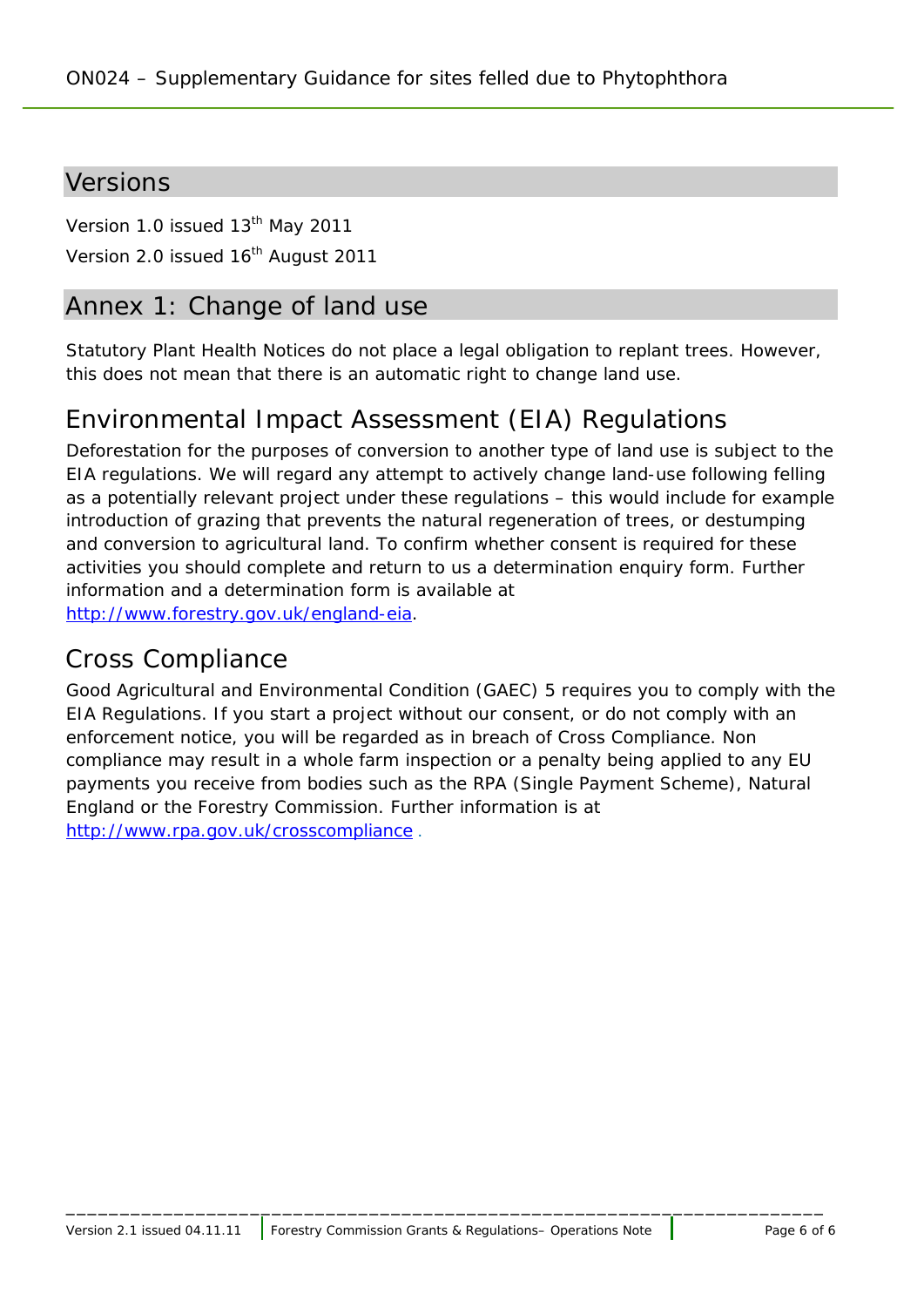## Versions

Version 1.0 issued 13th May 2011

Version 2.0 issued 16th August 2011

## Annex 1: Change of land use

Statutory Plant Health Notices do not place a legal obligation to replant trees. However, this does not mean that there is an automatic right to change land use.

### Environmental Impact Assessment (EIA) Regulations

Deforestation for the purposes of conversion to another type of land use is subject to the EIA regulations. We will regard any attempt to actively change land-use following felling as a potentially relevant project under these regulations – this would include for example introduction of grazing that prevents the natural regeneration of trees, or destumping and conversion to agricultural land. To confirm whether consent is required for these activities you should complete and return to us a determination enquiry form. Further information and a determination form is available at http://www.forestry.gov.uk/england-eia.

### Cross Compliance

Good Agricultural and Environmental Condition (GAEC) 5 requires you to comply with the EIA Regulations. If you start a project without our consent, or do not comply with an enforcement notice, you will be regarded as in breach of Cross Compliance. Non compliance may result in a whole farm inspection or a penalty being applied to any EU payments you receive from bodies such as the RPA (Single Payment Scheme), Natural England or the Forestry Commission. Further information is at http://www.rpa.gov.uk/crosscompliance .